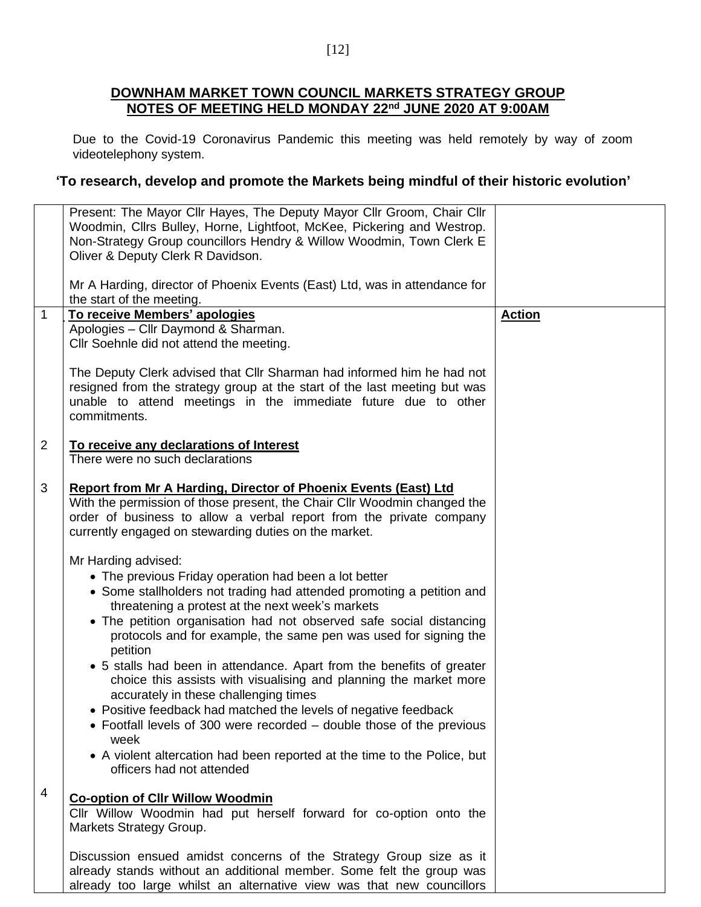## DOWNHAM MARKET TOWN COUNCIL MARKETS STRATEGY GROUP
## NOTES OF MEETING HELD MONDAY 22nd JUNE 2020 AT 9:00AM

Due to the Covid-19 Coronavirus Pandemic this meeting was held remotely by way of zoom videotelephony system.

**'To research, develop and promote the Markets being mindful of their historic evolution'**

| | | |
|---|---|---|
| | Present: The Mayor Cllr Hayes, The Deputy Mayor Cllr Groom, Chair Cllr Woodmin, Cllrs Bulley, Horne, Lightfoot, McKee, Pickering and Westrop. Non-Strategy Group councillors Hendry & Willow Woodmin, Town Clerk E Oliver & Deputy Clerk R Davidson.<br><br>Mr A Harding, director of Phoenix Events (East) Ltd, was in attendance for the start of the meeting. | |
| 1 | **To receive Members' apologies**<br>Apologies – Cllr Daymond & Sharman.<br>Cllr Soehnle did not attend the meeting.<br><br>The Deputy Clerk advised that Cllr Sharman had informed him he had not resigned from the strategy group at the start of the last meeting but was unable to attend meetings in the immediate future due to other commitments. | **Action** |
| 2 | **To receive any declarations of Interest**<br>There were no such declarations | |
| 3 | **Report from Mr A Harding, Director of Phoenix Events (East) Ltd**<br>With the permission of those present, the Chair Cllr Woodmin changed the order of business to allow a verbal report from the private company currently engaged on stewarding duties on the market.<br><br>Mr Harding advised:<br>• The previous Friday operation had been a lot better<br>• Some stallholders not trading had attended promoting a petition and threatening a protest at the next week's markets<br>• The petition organisation had not observed safe social distancing protocols and for example, the same pen was used for signing the petition<br>• 5 stalls had been in attendance. Apart from the benefits of greater choice this assists with visualising and planning the market more accurately in these challenging times<br>• Positive feedback had matched the levels of negative feedback<br>• Footfall levels of 300 were recorded – double those of the previous week<br>• A violent altercation had been reported at the time to the Police, but officers had not attended | |
| 4 | **Co-option of Cllr Willow Woodmin**<br>Cllr Willow Woodmin had put herself forward for co-option onto the Markets Strategy Group.<br><br>Discussion ensued amidst concerns of the Strategy Group size as it already stands without an additional member. Some felt the group was already too large whilst an alternative view was that new councillors | |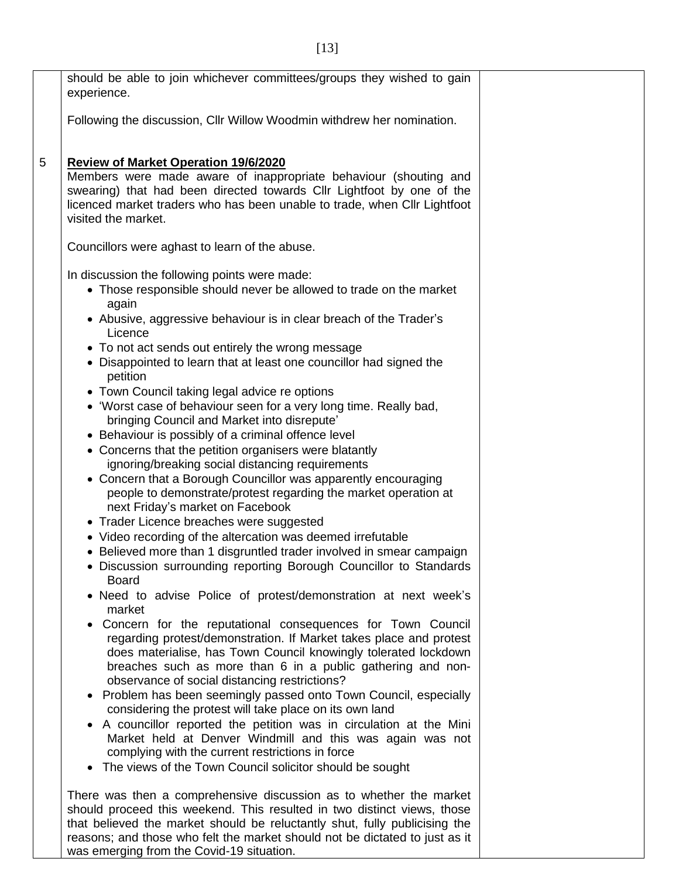should be able to join whichever committees/groups they wished to gain experience.

Following the discussion, Cllr Willow Woodmin withdrew her nomination.

5 **Review of Market Operation 19/6/2020**

Members were made aware of inappropriate behaviour (shouting and swearing) that had been directed towards Cllr Lightfoot by one of the licenced market traders who has been unable to trade, when Cllr Lightfoot visited the market.

Councillors were aghast to learn of the abuse.

In discussion the following points were made:

- Those responsible should never be allowed to trade on the market again
- Abusive, aggressive behaviour is in clear breach of the Trader's Licence
- To not act sends out entirely the wrong message
- Disappointed to learn that at least one councillor had signed the petition
- Town Council taking legal advice re options
- 'Worst case of behaviour seen for a very long time. Really bad, bringing Council and Market into disrepute'
- Behaviour is possibly of a criminal offence level
- Concerns that the petition organisers were blatantly ignoring/breaking social distancing requirements
- Concern that a Borough Councillor was apparently encouraging people to demonstrate/protest regarding the market operation at next Friday's market on Facebook
- Trader Licence breaches were suggested
- Video recording of the altercation was deemed irrefutable
- Believed more than 1 disgruntled trader involved in smear campaign
- Discussion surrounding reporting Borough Councillor to Standards Board
- Need to advise Police of protest/demonstration at next week's market
- Concern for the reputational consequences for Town Council regarding protest/demonstration. If Market takes place and protest does materialise, has Town Council knowingly tolerated lockdown breaches such as more than 6 in a public gathering and non-observance of social distancing restrictions?
- Problem has been seemingly passed onto Town Council, especially considering the protest will take place on its own land
- A councillor reported the petition was in circulation at the Mini Market held at Denver Windmill and this was again was not complying with the current restrictions in force
- The views of the Town Council solicitor should be sought

There was then a comprehensive discussion as to whether the market should proceed this weekend. This resulted in two distinct views, those that believed the market should be reluctantly shut, fully publicising the reasons; and those who felt the market should not be dictated to just as it was emerging from the Covid-19 situation.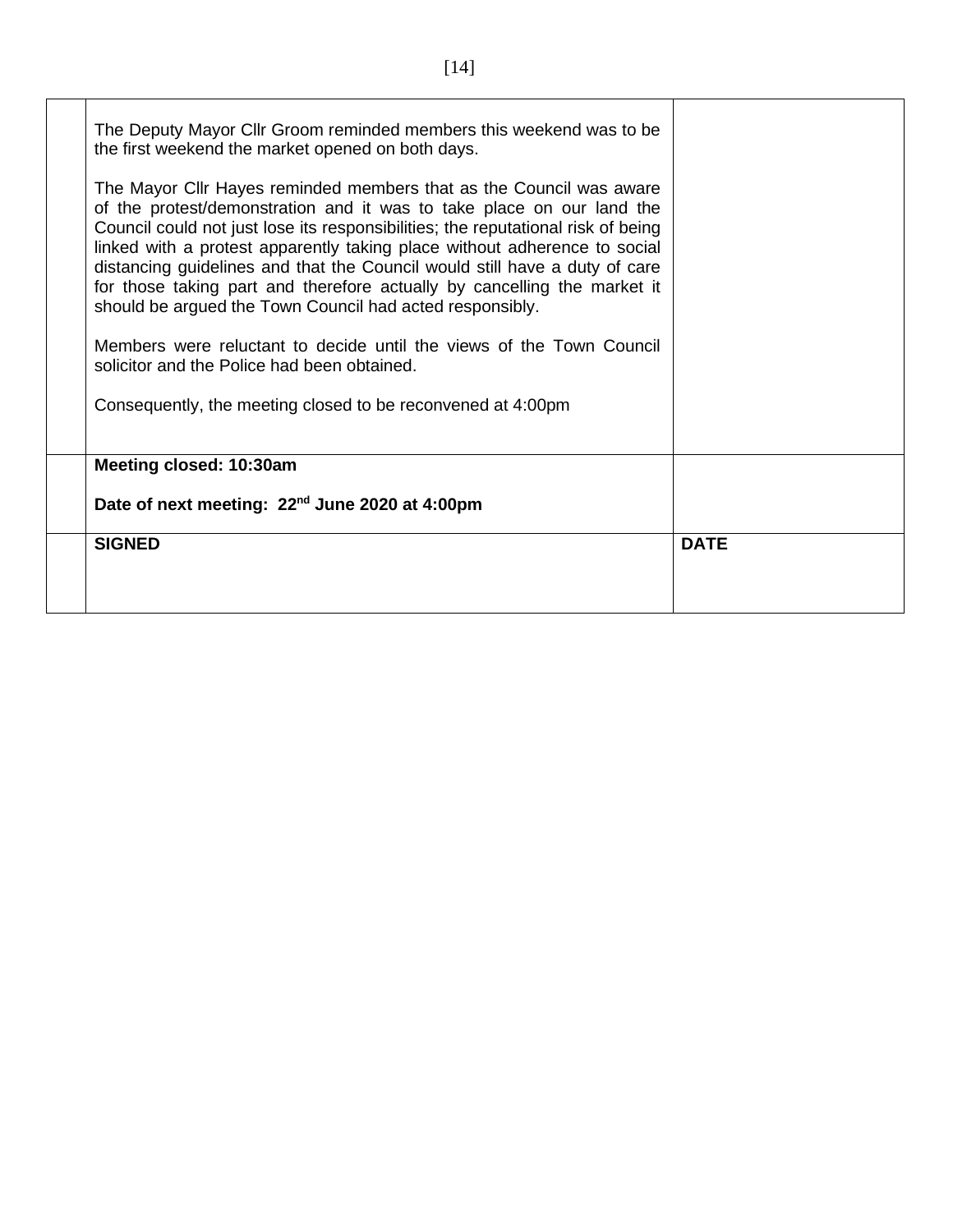| | | |
|---|---|---|
| | The Deputy Mayor Cllr Groom reminded members this weekend was to be the first weekend the market opened on both days.<br><br>The Mayor Cllr Hayes reminded members that as the Council was aware of the protest/demonstration and it was to take place on our land the Council could not just lose its responsibilities; the reputational risk of being linked with a protest apparently taking place without adherence to social distancing guidelines and that the Council would still have a duty of care for those taking part and therefore actually by cancelling the market it should be argued the Town Council had acted responsibly.<br><br>Members were reluctant to decide until the views of the Town Council solicitor and the Police had been obtained.<br><br>Consequently, the meeting closed to be reconvened at 4:00pm | |
| | **Meeting closed: 10:30am**<br><br>**Date of next meeting: 22nd June 2020 at 4:00pm** | |
| | **SIGNED** | **DATE** |